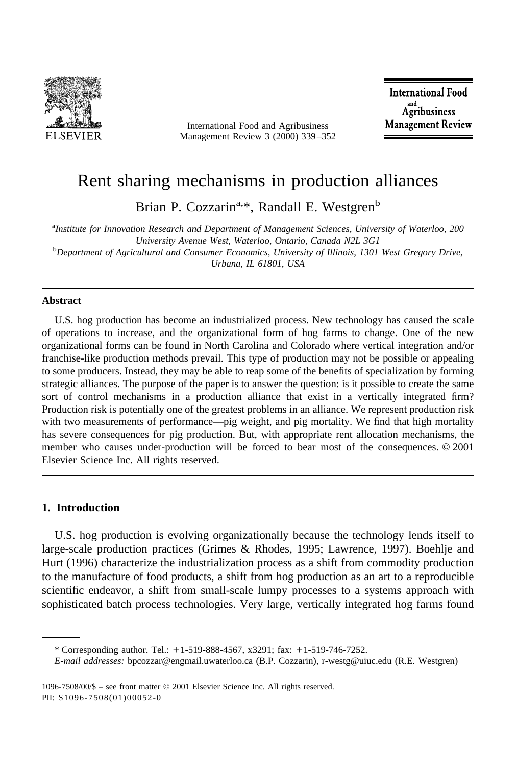# Rent sharing mechanisms in production alliances

Brian P. Cozzarin[a,*], Randall E. Westgren[b]

[a] *Institute for Innovation Research and Department of Management Sciences, University of Waterloo, 200 University Avenue West, Waterloo, Ontario, Canada N2L 3G1*

[b] *Department of Agricultural and Consumer Economics, University of Illinois, 1301 West Gregory Drive, Urbana, IL 61801, USA*

---

### Abstract

U.S. hog production has become an industrialized process. New technology has caused the scale of operations to increase, and the organizational form of hog farms to change. One of the new organizational forms can be found in North Carolina and Colorado where vertical integration and/or franchise-like production methods prevail. This type of production may not be possible or appealing to some producers. Instead, they may be able to reap some of the benefits of specialization by forming strategic alliances. The purpose of the paper is to answer the question: is it possible to create the same sort of control mechanisms in a production alliance that exist in a vertically integrated firm? Production risk is potentially one of the greatest problems in an alliance. We represent production risk with two measurements of performance—pig weight, and pig mortality. We find that high mortality has severe consequences for pig production. But, with appropriate rent allocation mechanisms, the member who causes under-production will be forced to bear most of the consequences. © 2001 Elsevier Science Inc. All rights reserved.

---

## 1. Introduction

U.S. hog production is evolving organizationally because the technology lends itself to large-scale production practices (Grimes & Rhodes, 1995; Lawrence, 1997). Boehlje and Hurt (1996) characterize the industrialization process as a shift from commodity production to the manufacture of food products, a shift from hog production as an art to a reproducible scientific endeavor, a shift from small-scale lumpy processes to a systems approach with sophisticated batch process technologies. Very large, vertically integrated hog farms found

---

\* Corresponding author. Tel.: +1-519-888-4567, x3291; fax: +1-519-746-7252.

*E-mail addresses:* bpcozzar@engmail.uwaterloo.ca (B.P. Cozzarin), r-westg@uiuc.edu (R.E. Westgren)

1096-7508/00/$ – see front matter © 2001 Elsevier Science Inc. All rights reserved.
PII: S1096-7508(01)00052-0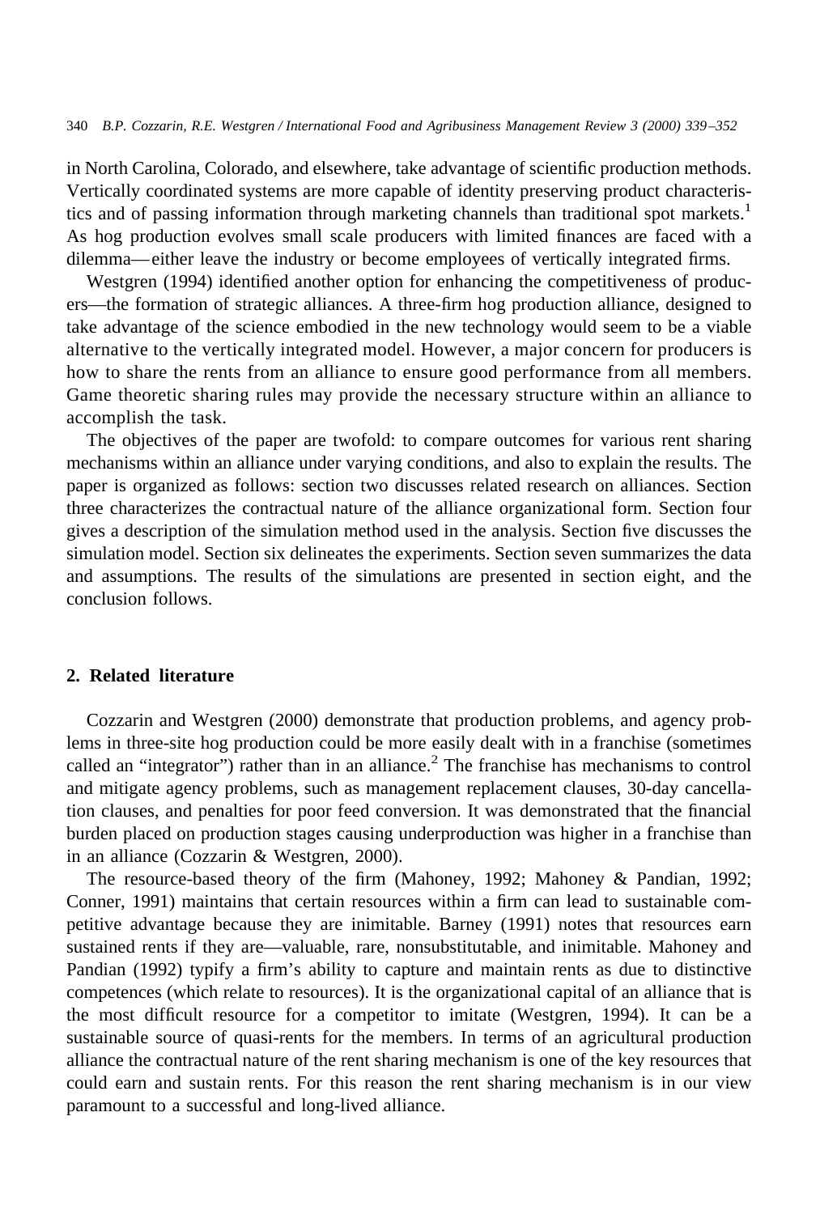in North Carolina, Colorado, and elsewhere, take advantage of scientific production methods. Vertically coordinated systems are more capable of identity preserving product characteristics and of passing information through marketing channels than traditional spot markets.[1] As hog production evolves small scale producers with limited finances are faced with a dilemma—either leave the industry or become employees of vertically integrated firms.

Westgren (1994) identified another option for enhancing the competitiveness of producers—the formation of strategic alliances. A three-firm hog production alliance, designed to take advantage of the science embodied in the new technology would seem to be a viable alternative to the vertically integrated model. However, a major concern for producers is how to share the rents from an alliance to ensure good performance from all members. Game theoretic sharing rules may provide the necessary structure within an alliance to accomplish the task.

The objectives of the paper are twofold: to compare outcomes for various rent sharing mechanisms within an alliance under varying conditions, and also to explain the results. The paper is organized as follows: section two discusses related research on alliances. Section three characterizes the contractual nature of the alliance organizational form. Section four gives a description of the simulation method used in the analysis. Section five discusses the simulation model. Section six delineates the experiments. Section seven summarizes the data and assumptions. The results of the simulations are presented in section eight, and the conclusion follows.

## 2. Related literature

Cozzarin and Westgren (2000) demonstrate that production problems, and agency problems in three-site hog production could be more easily dealt with in a franchise (sometimes called an "integrator") rather than in an alliance.[2] The franchise has mechanisms to control and mitigate agency problems, such as management replacement clauses, 30-day cancellation clauses, and penalties for poor feed conversion. It was demonstrated that the financial burden placed on production stages causing underproduction was higher in a franchise than in an alliance (Cozzarin & Westgren, 2000).

The resource-based theory of the firm (Mahoney, 1992; Mahoney & Pandian, 1992; Conner, 1991) maintains that certain resources within a firm can lead to sustainable competitive advantage because they are inimitable. Barney (1991) notes that resources earn sustained rents if they are—valuable, rare, nonsubstitutable, and inimitable. Mahoney and Pandian (1992) typify a firm's ability to capture and maintain rents as due to distinctive competences (which relate to resources). It is the organizational capital of an alliance that is the most difficult resource for a competitor to imitate (Westgren, 1994). It can be a sustainable source of quasi-rents for the members. In terms of an agricultural production alliance the contractual nature of the rent sharing mechanism is one of the key resources that could earn and sustain rents. For this reason the rent sharing mechanism is in our view paramount to a successful and long-lived alliance.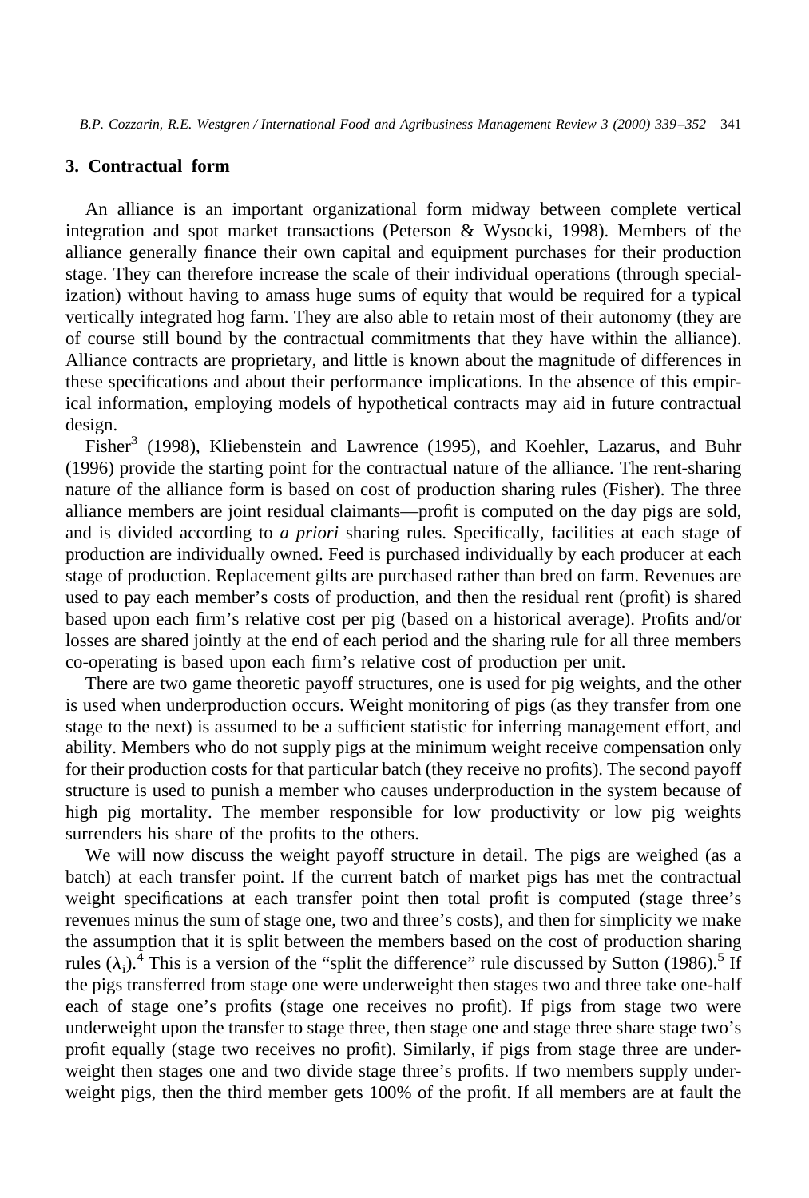## 3. Contractual form

An alliance is an important organizational form midway between complete vertical integration and spot market transactions (Peterson & Wysocki, 1998). Members of the alliance generally finance their own capital and equipment purchases for their production stage. They can therefore increase the scale of their individual operations (through specialization) without having to amass huge sums of equity that would be required for a typical vertically integrated hog farm. They are also able to retain most of their autonomy (they are of course still bound by the contractual commitments that they have within the alliance). Alliance contracts are proprietary, and little is known about the magnitude of differences in these specifications and about their performance implications. In the absence of this empirical information, employing models of hypothetical contracts may aid in future contractual design.

Fisher[3] (1998), Kliebenstein and Lawrence (1995), and Koehler, Lazarus, and Buhr (1996) provide the starting point for the contractual nature of the alliance. The rent-sharing nature of the alliance form is based on cost of production sharing rules (Fisher). The three alliance members are joint residual claimants—profit is computed on the day pigs are sold, and is divided according to *a priori* sharing rules. Specifically, facilities at each stage of production are individually owned. Feed is purchased individually by each producer at each stage of production. Replacement gilts are purchased rather than bred on farm. Revenues are used to pay each member's costs of production, and then the residual rent (profit) is shared based upon each firm's relative cost per pig (based on a historical average). Profits and/or losses are shared jointly at the end of each period and the sharing rule for all three members co-operating is based upon each firm's relative cost of production per unit.

There are two game theoretic payoff structures, one is used for pig weights, and the other is used when underproduction occurs. Weight monitoring of pigs (as they transfer from one stage to the next) is assumed to be a sufficient statistic for inferring management effort, and ability. Members who do not supply pigs at the minimum weight receive compensation only for their production costs for that particular batch (they receive no profits). The second payoff structure is used to punish a member who causes underproduction in the system because of high pig mortality. The member responsible for low productivity or low pig weights surrenders his share of the profits to the others.

We will now discuss the weight payoff structure in detail. The pigs are weighed (as a batch) at each transfer point. If the current batch of market pigs has met the contractual weight specifications at each transfer point then total profit is computed (stage three's revenues minus the sum of stage one, two and three's costs), and then for simplicity we make the assumption that it is split between the members based on the cost of production sharing rules ($\lambda_i$).[4] This is a version of the "split the difference" rule discussed by Sutton (1986).[5] If the pigs transferred from stage one were underweight then stages two and three take one-half each of stage one's profits (stage one receives no profit). If pigs from stage two were underweight upon the transfer to stage three, then stage one and stage three share stage two's profit equally (stage two receives no profit). Similarly, if pigs from stage three are underweight then stages one and two divide stage three's profits. If two members supply underweight pigs, then the third member gets 100% of the profit. If all members are at fault the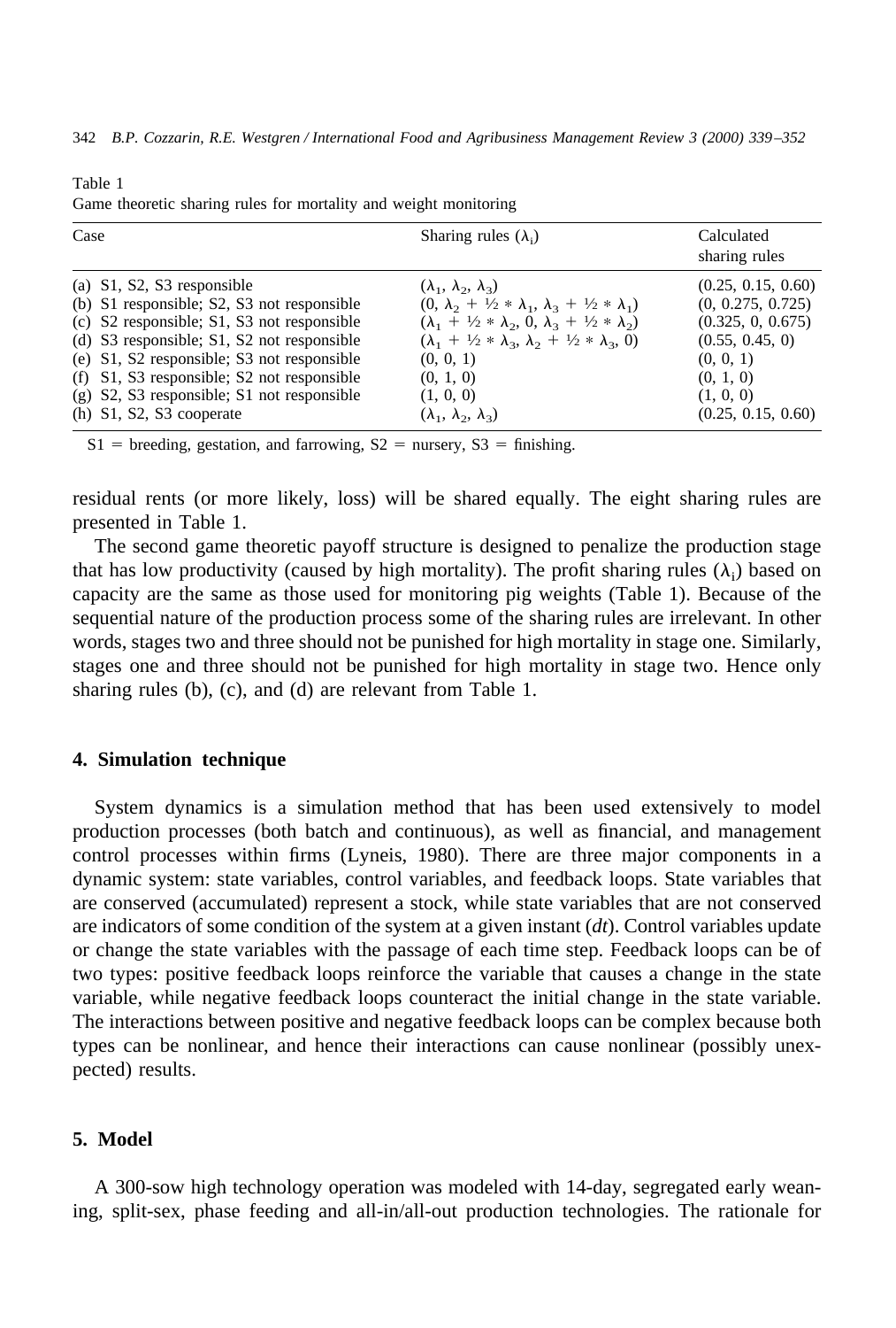Table 1
Game theoretic sharing rules for mortality and weight monitoring

| Case | Sharing rules ($\lambda_i$) | Calculated sharing rules |
|---|---|---|
| (a) S1, S2, S3 responsible | $(\lambda_1, \lambda_2, \lambda_3)$ | (0.25, 0.15, 0.60) |
| (b) S1 responsible; S2, S3 not responsible | $(0, \lambda_2 + \frac{1}{2} * \lambda_1, \lambda_3 + \frac{1}{2} * \lambda_1)$ | (0, 0.275, 0.725) |
| (c) S2 responsible; S1, S3 not responsible | $(\lambda_1 + \frac{1}{2} * \lambda_2, 0, \lambda_3 + \frac{1}{2} * \lambda_2)$ | (0.325, 0, 0.675) |
| (d) S3 responsible; S1, S2 not responsible | $(\lambda_1 + \frac{1}{2} * \lambda_3, \lambda_2 + \frac{1}{2} * \lambda_3, 0)$ | (0.55, 0.45, 0) |
| (e) S1, S2 responsible; S3 not responsible | (0, 0, 1) | (0, 0, 1) |
| (f) S1, S3 responsible; S2 not responsible | (0, 1, 0) | (0, 1, 0) |
| (g) S2, S3 responsible; S1 not responsible | (1, 0, 0) | (1, 0, 0) |
| (h) S1, S2, S3 cooperate | $(\lambda_1, \lambda_2, \lambda_3)$ | (0.25, 0.15, 0.60) |

S1 = breeding, gestation, and farrowing, S2 = nursery, S3 = finishing.

residual rents (or more likely, loss) will be shared equally. The eight sharing rules are presented in Table 1.

The second game theoretic payoff structure is designed to penalize the production stage that has low productivity (caused by high mortality). The profit sharing rules ($\lambda_i$) based on capacity are the same as those used for monitoring pig weights (Table 1). Because of the sequential nature of the production process some of the sharing rules are irrelevant. In other words, stages two and three should not be punished for high mortality in stage one. Similarly, stages one and three should not be punished for high mortality in stage two. Hence only sharing rules (b), (c), and (d) are relevant from Table 1.

## 4. Simulation technique

System dynamics is a simulation method that has been used extensively to model production processes (both batch and continuous), as well as financial, and management control processes within firms (Lyneis, 1980). There are three major components in a dynamic system: state variables, control variables, and feedback loops. State variables that are conserved (accumulated) represent a stock, while state variables that are not conserved are indicators of some condition of the system at a given instant (*dt*). Control variables update or change the state variables with the passage of each time step. Feedback loops can be of two types: positive feedback loops reinforce the variable that causes a change in the state variable, while negative feedback loops counteract the initial change in the state variable. The interactions between positive and negative feedback loops can be complex because both types can be nonlinear, and hence their interactions can cause nonlinear (possibly unexpected) results.

## 5. Model

A 300-sow high technology operation was modeled with 14-day, segregated early weaning, split-sex, phase feeding and all-in/all-out production technologies. The rationale for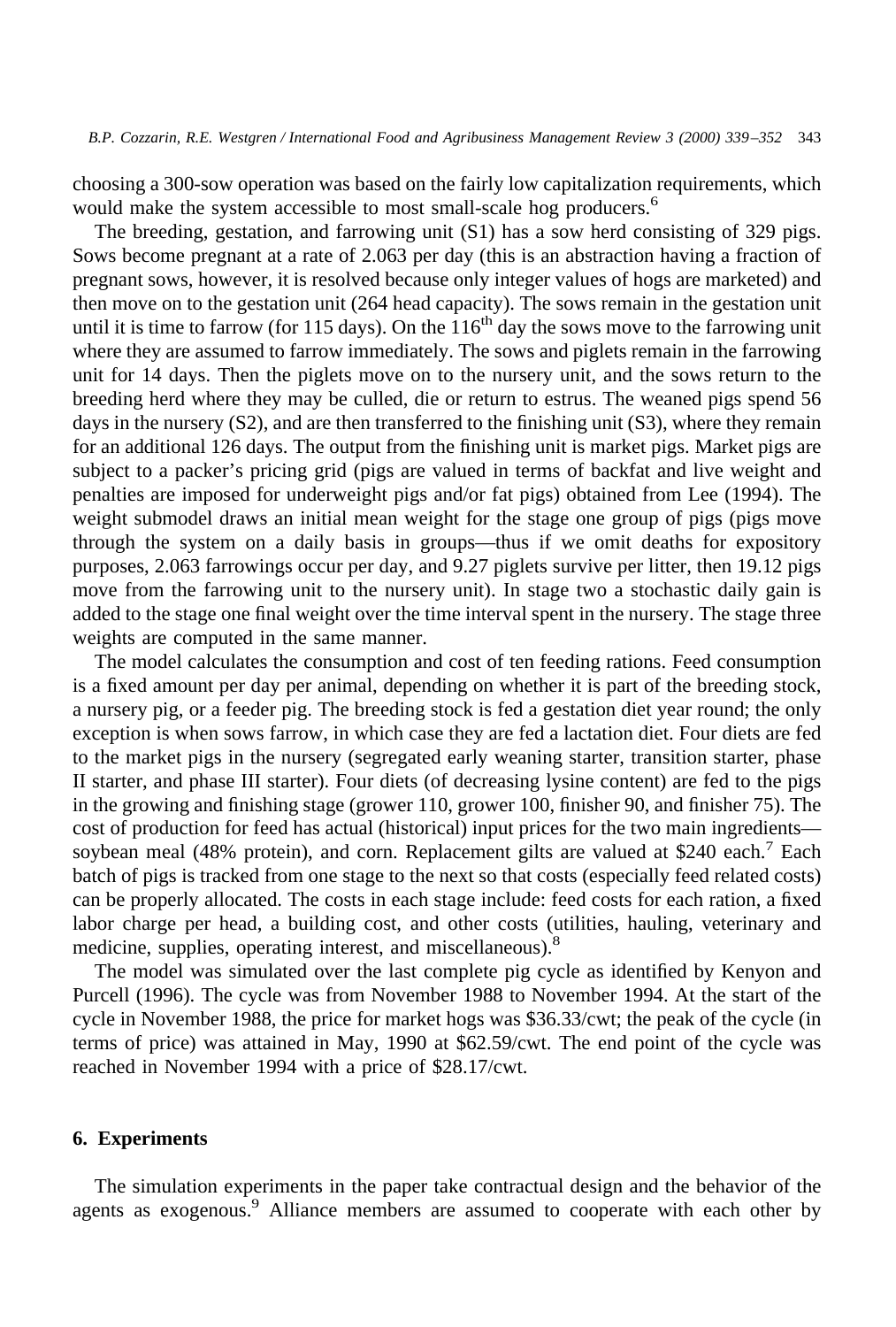choosing a 300-sow operation was based on the fairly low capitalization requirements, which would make the system accessible to most small-scale hog producers.[6]

The breeding, gestation, and farrowing unit (S1) has a sow herd consisting of 329 pigs. Sows become pregnant at a rate of 2.063 per day (this is an abstraction having a fraction of pregnant sows, however, it is resolved because only integer values of hogs are marketed) and then move on to the gestation unit (264 head capacity). The sows remain in the gestation unit until it is time to farrow (for 115 days). On the 116th day the sows move to the farrowing unit where they are assumed to farrow immediately. The sows and piglets remain in the farrowing unit for 14 days. Then the piglets move on to the nursery unit, and the sows return to the breeding herd where they may be culled, die or return to estrus. The weaned pigs spend 56 days in the nursery (S2), and are then transferred to the finishing unit (S3), where they remain for an additional 126 days. The output from the finishing unit is market pigs. Market pigs are subject to a packer's pricing grid (pigs are valued in terms of backfat and live weight and penalties are imposed for underweight pigs and/or fat pigs) obtained from Lee (1994). The weight submodel draws an initial mean weight for the stage one group of pigs (pigs move through the system on a daily basis in groups—thus if we omit deaths for expository purposes, 2.063 farrowings occur per day, and 9.27 piglets survive per litter, then 19.12 pigs move from the farrowing unit to the nursery unit). In stage two a stochastic daily gain is added to the stage one final weight over the time interval spent in the nursery. The stage three weights are computed in the same manner.

The model calculates the consumption and cost of ten feeding rations. Feed consumption is a fixed amount per day per animal, depending on whether it is part of the breeding stock, a nursery pig, or a feeder pig. The breeding stock is fed a gestation diet year round; the only exception is when sows farrow, in which case they are fed a lactation diet. Four diets are fed to the market pigs in the nursery (segregated early weaning starter, transition starter, phase II starter, and phase III starter). Four diets (of decreasing lysine content) are fed to the pigs in the growing and finishing stage (grower 110, grower 100, finisher 90, and finisher 75). The cost of production for feed has actual (historical) input prices for the two main ingredients—soybean meal (48% protein), and corn. Replacement gilts are valued at \$240 each.[7] Each batch of pigs is tracked from one stage to the next so that costs (especially feed related costs) can be properly allocated. The costs in each stage include: feed costs for each ration, a fixed labor charge per head, a building cost, and other costs (utilities, hauling, veterinary and medicine, supplies, operating interest, and miscellaneous).[8]

The model was simulated over the last complete pig cycle as identified by Kenyon and Purcell (1996). The cycle was from November 1988 to November 1994. At the start of the cycle in November 1988, the price for market hogs was \$36.33/cwt; the peak of the cycle (in terms of price) was attained in May, 1990 at \$62.59/cwt. The end point of the cycle was reached in November 1994 with a price of \$28.17/cwt.

## 6. Experiments

The simulation experiments in the paper take contractual design and the behavior of the agents as exogenous.[9] Alliance members are assumed to cooperate with each other by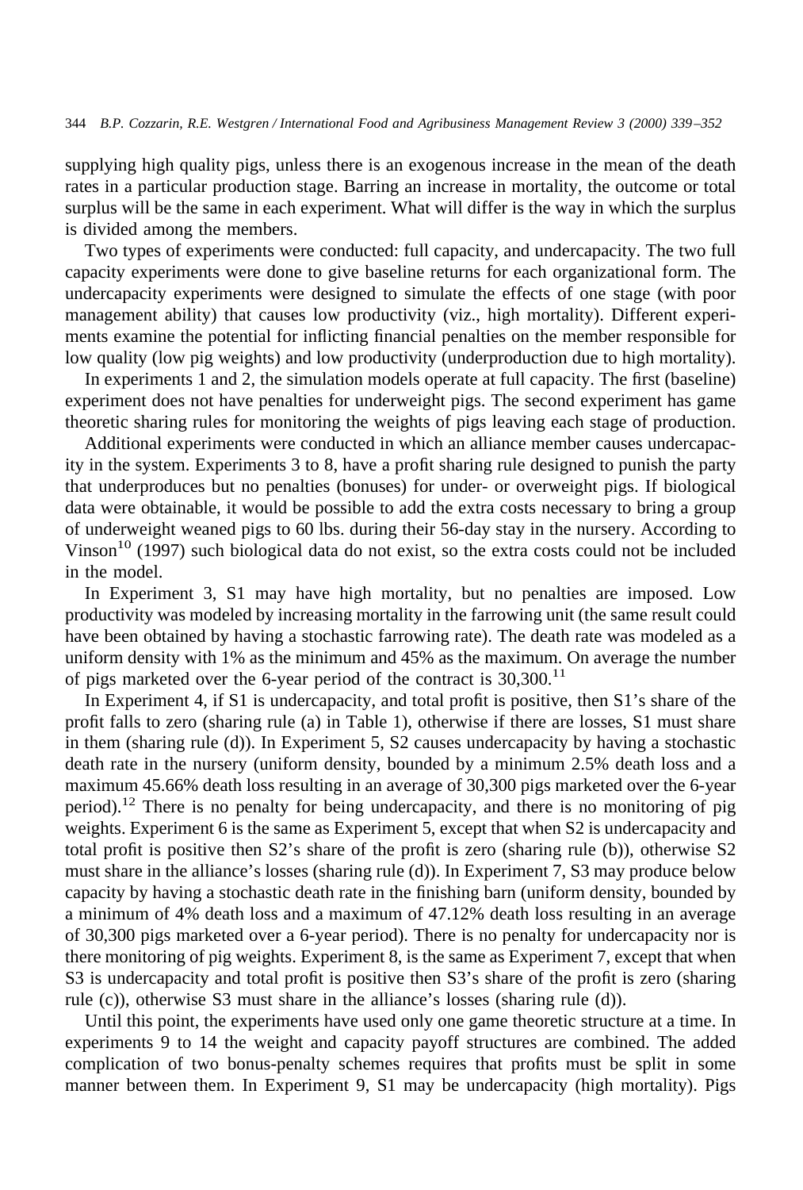supplying high quality pigs, unless there is an exogenous increase in the mean of the death rates in a particular production stage. Barring an increase in mortality, the outcome or total surplus will be the same in each experiment. What will differ is the way in which the surplus is divided among the members.

Two types of experiments were conducted: full capacity, and undercapacity. The two full capacity experiments were done to give baseline returns for each organizational form. The undercapacity experiments were designed to simulate the effects of one stage (with poor management ability) that causes low productivity (viz., high mortality). Different experiments examine the potential for inflicting financial penalties on the member responsible for low quality (low pig weights) and low productivity (underproduction due to high mortality).

In experiments 1 and 2, the simulation models operate at full capacity. The first (baseline) experiment does not have penalties for underweight pigs. The second experiment has game theoretic sharing rules for monitoring the weights of pigs leaving each stage of production.

Additional experiments were conducted in which an alliance member causes undercapacity in the system. Experiments 3 to 8, have a profit sharing rule designed to punish the party that underproduces but no penalties (bonuses) for under- or overweight pigs. If biological data were obtainable, it would be possible to add the extra costs necessary to bring a group of underweight weaned pigs to 60 lbs. during their 56-day stay in the nursery. According to Vinson[10] (1997) such biological data do not exist, so the extra costs could not be included in the model.

In Experiment 3, S1 may have high mortality, but no penalties are imposed. Low productivity was modeled by increasing mortality in the farrowing unit (the same result could have been obtained by having a stochastic farrowing rate). The death rate was modeled as a uniform density with 1% as the minimum and 45% as the maximum. On average the number of pigs marketed over the 6-year period of the contract is 30,300.[11]

In Experiment 4, if S1 is undercapacity, and total profit is positive, then S1's share of the profit falls to zero (sharing rule (a) in Table 1), otherwise if there are losses, S1 must share in them (sharing rule (d)). In Experiment 5, S2 causes undercapacity by having a stochastic death rate in the nursery (uniform density, bounded by a minimum 2.5% death loss and a maximum 45.66% death loss resulting in an average of 30,300 pigs marketed over the 6-year period).[12] There is no penalty for being undercapacity, and there is no monitoring of pig weights. Experiment 6 is the same as Experiment 5, except that when S2 is undercapacity and total profit is positive then S2's share of the profit is zero (sharing rule (b)), otherwise S2 must share in the alliance's losses (sharing rule (d)). In Experiment 7, S3 may produce below capacity by having a stochastic death rate in the finishing barn (uniform density, bounded by a minimum of 4% death loss and a maximum of 47.12% death loss resulting in an average of 30,300 pigs marketed over a 6-year period). There is no penalty for undercapacity nor is there monitoring of pig weights. Experiment 8, is the same as Experiment 7, except that when S3 is undercapacity and total profit is positive then S3's share of the profit is zero (sharing rule (c)), otherwise S3 must share in the alliance's losses (sharing rule (d)).

Until this point, the experiments have used only one game theoretic structure at a time. In experiments 9 to 14 the weight and capacity payoff structures are combined. The added complication of two bonus-penalty schemes requires that profits must be split in some manner between them. In Experiment 9, S1 may be undercapacity (high mortality). Pigs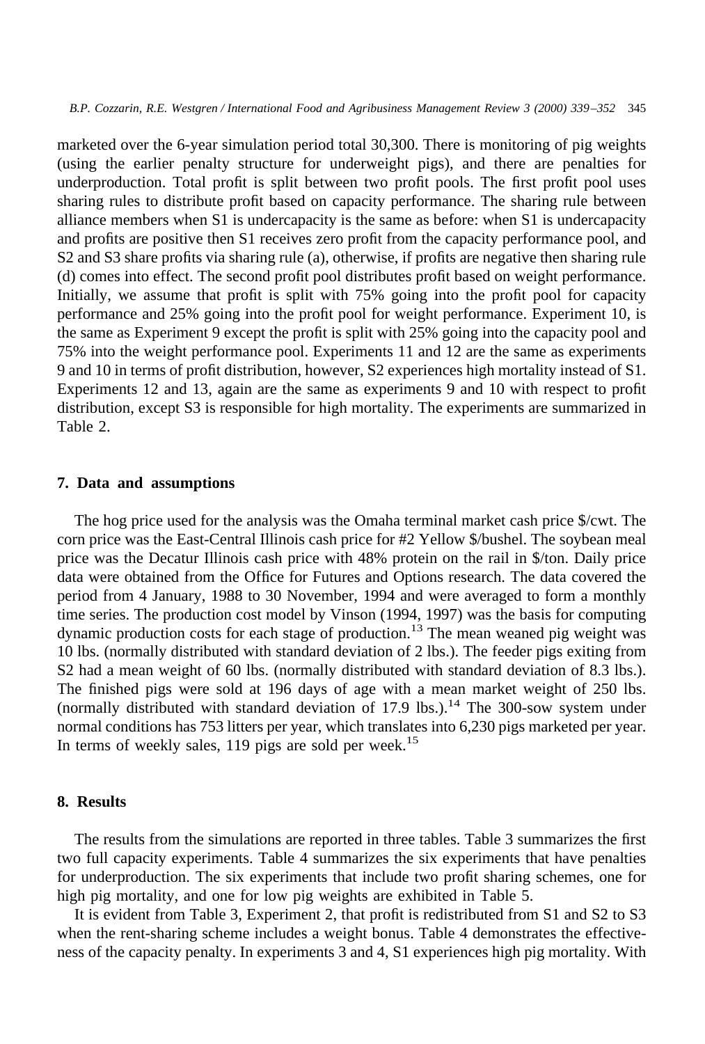marketed over the 6-year simulation period total 30,300. There is monitoring of pig weights (using the earlier penalty structure for underweight pigs), and there are penalties for underproduction. Total profit is split between two profit pools. The first profit pool uses sharing rules to distribute profit based on capacity performance. The sharing rule between alliance members when S1 is undercapacity is the same as before: when S1 is undercapacity and profits are positive then S1 receives zero profit from the capacity performance pool, and S2 and S3 share profits via sharing rule (a), otherwise, if profits are negative then sharing rule (d) comes into effect. The second profit pool distributes profit based on weight performance. Initially, we assume that profit is split with 75% going into the profit pool for capacity performance and 25% going into the profit pool for weight performance. Experiment 10, is the same as Experiment 9 except the profit is split with 25% going into the capacity pool and 75% into the weight performance pool. Experiments 11 and 12 are the same as experiments 9 and 10 in terms of profit distribution, however, S2 experiences high mortality instead of S1. Experiments 12 and 13, again are the same as experiments 9 and 10 with respect to profit distribution, except S3 is responsible for high mortality. The experiments are summarized in Table 2.

## 7. Data and assumptions

The hog price used for the analysis was the Omaha terminal market cash price \$/cwt. The corn price was the East-Central Illinois cash price for #2 Yellow \$/bushel. The soybean meal price was the Decatur Illinois cash price with 48% protein on the rail in \$/ton. Daily price data were obtained from the Office for Futures and Options research. The data covered the period from 4 January, 1988 to 30 November, 1994 and were averaged to form a monthly time series. The production cost model by Vinson (1994, 1997) was the basis for computing dynamic production costs for each stage of production.[13] The mean weaned pig weight was 10 lbs. (normally distributed with standard deviation of 2 lbs.). The feeder pigs exiting from S2 had a mean weight of 60 lbs. (normally distributed with standard deviation of 8.3 lbs.). The finished pigs were sold at 196 days of age with a mean market weight of 250 lbs. (normally distributed with standard deviation of 17.9 lbs.).[14] The 300-sow system under normal conditions has 753 litters per year, which translates into 6,230 pigs marketed per year. In terms of weekly sales, 119 pigs are sold per week.[15]

## 8. Results

The results from the simulations are reported in three tables. Table 3 summarizes the first two full capacity experiments. Table 4 summarizes the six experiments that have penalties for underproduction. The six experiments that include two profit sharing schemes, one for high pig mortality, and one for low pig weights are exhibited in Table 5.

It is evident from Table 3, Experiment 2, that profit is redistributed from S1 and S2 to S3 when the rent-sharing scheme includes a weight bonus. Table 4 demonstrates the effectiveness of the capacity penalty. In experiments 3 and 4, S1 experiences high pig mortality. With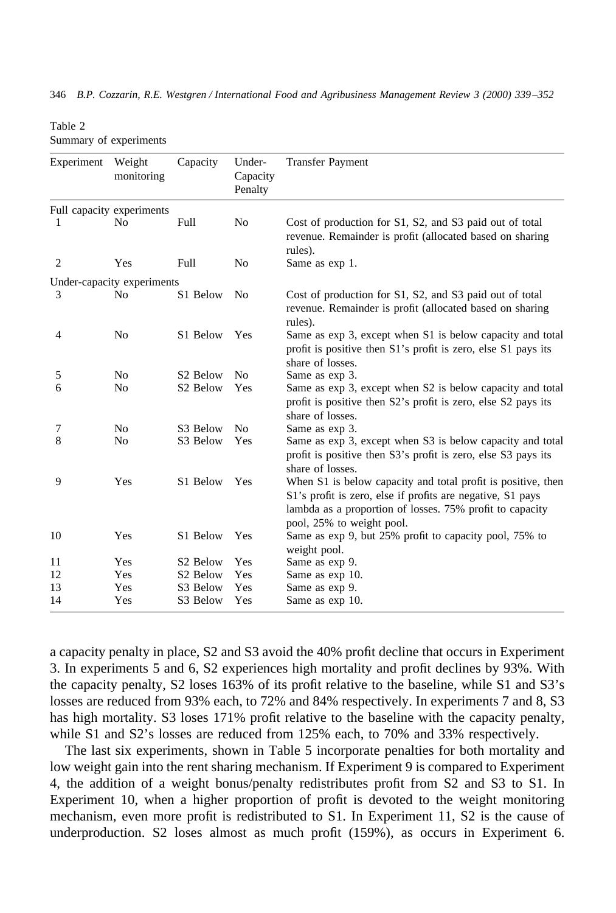Table 2
Summary of experiments

| Experiment | Weight monitoring | Capacity | Under-Capacity Penalty | Transfer Payment |
|---|---|---|---|---|
| Full capacity experiments | | | | |
| 1 | No | Full | No | Cost of production for S1, S2, and S3 paid out of total revenue. Remainder is profit (allocated based on sharing rules). |
| 2 | Yes | Full | No | Same as exp 1. |
| Under-capacity experiments | | | | |
| 3 | No | S1 Below | No | Cost of production for S1, S2, and S3 paid out of total revenue. Remainder is profit (allocated based on sharing rules). |
| 4 | No | S1 Below | Yes | Same as exp 3, except when S1 is below capacity and total profit is positive then S1's profit is zero, else S1 pays its share of losses. |
| 5 | No | S2 Below | No | Same as exp 3. |
| 6 | No | S2 Below | Yes | Same as exp 3, except when S2 is below capacity and total profit is positive then S2's profit is zero, else S2 pays its share of losses. |
| 7 | No | S3 Below | No | Same as exp 3. |
| 8 | No | S3 Below | Yes | Same as exp 3, except when S3 is below capacity and total profit is positive then S3's profit is zero, else S3 pays its share of losses. |
| 9 | Yes | S1 Below | Yes | When S1 is below capacity and total profit is positive, then S1's profit is zero, else if profits are negative, S1 pays lambda as a proportion of losses. 75% profit to capacity pool, 25% to weight pool. |
| 10 | Yes | S1 Below | Yes | Same as exp 9, but 25% profit to capacity pool, 75% to weight pool. |
| 11 | Yes | S2 Below | Yes | Same as exp 9. |
| 12 | Yes | S2 Below | Yes | Same as exp 10. |
| 13 | Yes | S3 Below | Yes | Same as exp 9. |
| 14 | Yes | S3 Below | Yes | Same as exp 10. |

a capacity penalty in place, S2 and S3 avoid the 40% profit decline that occurs in Experiment 3. In experiments 5 and 6, S2 experiences high mortality and profit declines by 93%. With the capacity penalty, S2 loses 163% of its profit relative to the baseline, while S1 and S3's losses are reduced from 93% each, to 72% and 84% respectively. In experiments 7 and 8, S3 has high mortality. S3 loses 171% profit relative to the baseline with the capacity penalty, while S1 and S2's losses are reduced from 125% each, to 70% and 33% respectively.

The last six experiments, shown in Table 5 incorporate penalties for both mortality and low weight gain into the rent sharing mechanism. If Experiment 9 is compared to Experiment 4, the addition of a weight bonus/penalty redistributes profit from S2 and S3 to S1. In Experiment 10, when a higher proportion of profit is devoted to the weight monitoring mechanism, even more profit is redistributed to S1. In Experiment 11, S2 is the cause of underproduction. S2 loses almost as much profit (159%), as occurs in Experiment 6.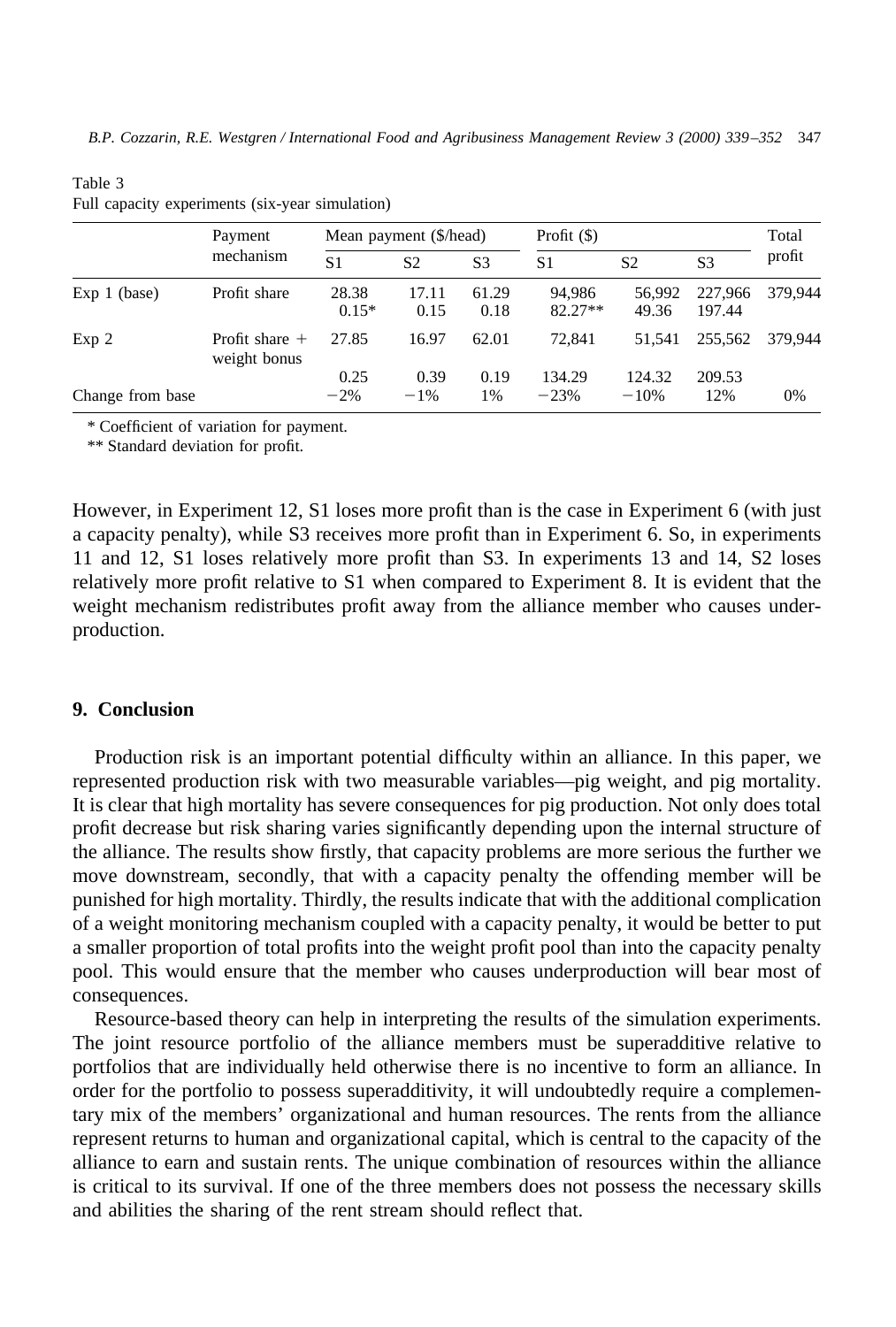Table 3
Full capacity experiments (six-year simulation)

| | Payment mechanism | Mean payment ($/head) | | | Profit ($) | | | Total profit |
|---|---|---|---|---|---|---|---|---|
| | | S1 | S2 | S3 | S1 | S2 | S3 | |
| Exp 1 (base) | Profit share | 28.38 | 17.11 | 61.29 | 94,986 | 56,992 | 227,966 | 379,944 |
| | | 0.15* | 0.15 | 0.18 | 82.27** | 49.36 | 197.44 | |
| Exp 2 | Profit share + weight bonus | 27.85 | 16.97 | 62.01 | 72,841 | 51,541 | 255,562 | 379,944 |
| | | 0.25 | 0.39 | 0.19 | 134.29 | 124.32 | 209.53 | |
| Change from base | | −2% | −1% | 1% | −23% | −10% | 12% | 0% |

\* Coefficient of variation for payment.

\*\* Standard deviation for profit.

However, in Experiment 12, S1 loses more profit than is the case in Experiment 6 (with just a capacity penalty), while S3 receives more profit than in Experiment 6. So, in experiments 11 and 12, S1 loses relatively more profit than S3. In experiments 13 and 14, S2 loses relatively more profit relative to S1 when compared to Experiment 8. It is evident that the weight mechanism redistributes profit away from the alliance member who causes underproduction.

## 9. Conclusion

Production risk is an important potential difficulty within an alliance. In this paper, we represented production risk with two measurable variables—pig weight, and pig mortality. It is clear that high mortality has severe consequences for pig production. Not only does total profit decrease but risk sharing varies significantly depending upon the internal structure of the alliance. The results show firstly, that capacity problems are more serious the further we move downstream, secondly, that with a capacity penalty the offending member will be punished for high mortality. Thirdly, the results indicate that with the additional complication of a weight monitoring mechanism coupled with a capacity penalty, it would be better to put a smaller proportion of total profits into the weight profit pool than into the capacity penalty pool. This would ensure that the member who causes underproduction will bear most of consequences.

Resource-based theory can help in interpreting the results of the simulation experiments. The joint resource portfolio of the alliance members must be superadditive relative to portfolios that are individually held otherwise there is no incentive to form an alliance. In order for the portfolio to possess superadditivity, it will undoubtedly require a complementary mix of the members' organizational and human resources. The rents from the alliance represent returns to human and organizational capital, which is central to the capacity of the alliance to earn and sustain rents. The unique combination of resources within the alliance is critical to its survival. If one of the three members does not possess the necessary skills and abilities the sharing of the rent stream should reflect that.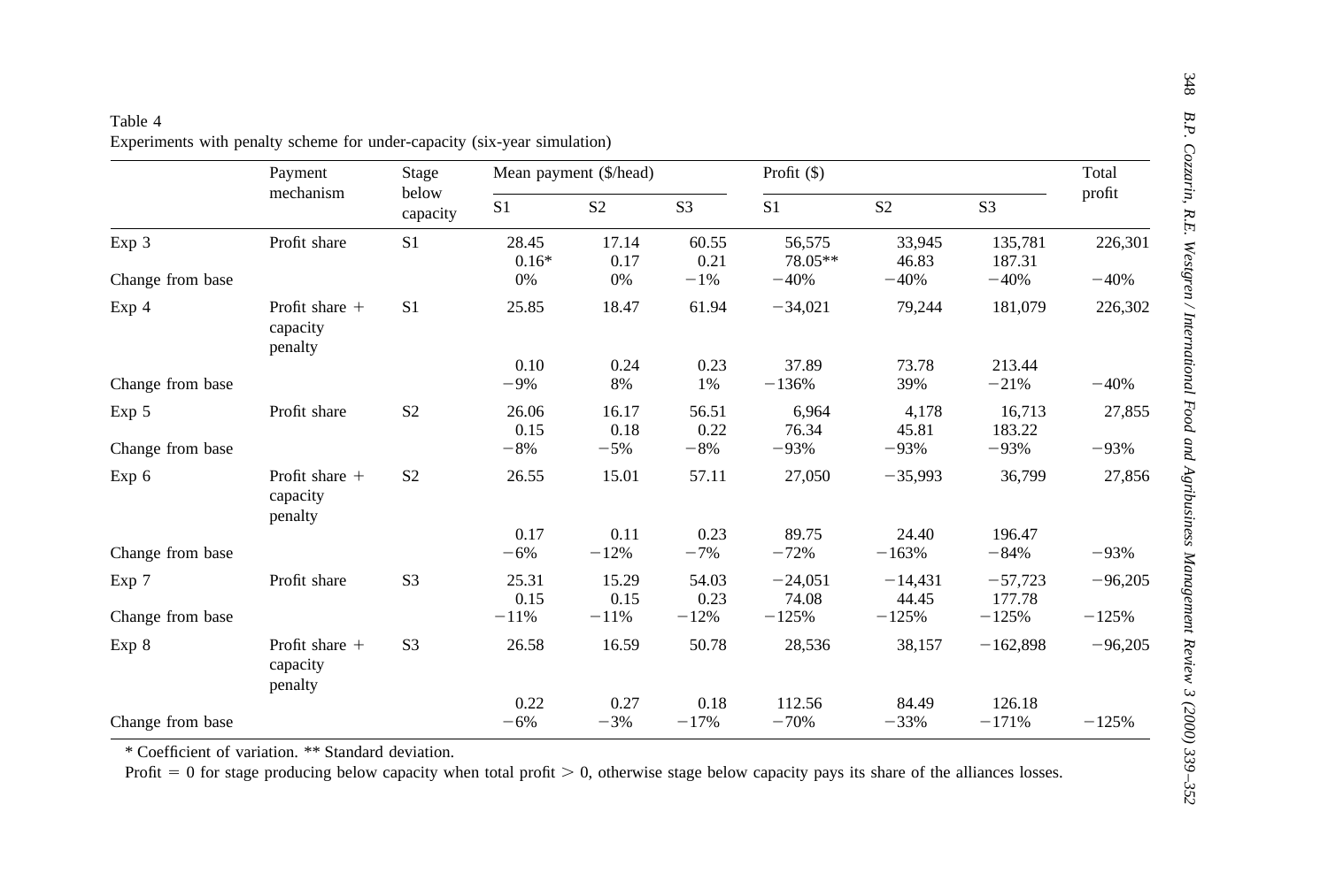Table 4
Experiments with penalty scheme for under-capacity (six-year simulation)

| | Payment mechanism | Stage below capacity | Mean payment ($/head) | | | Profit ($) | | | Total profit |
|---|---|---|---|---|---|---|---|---|---|
| | | | S1 | S2 | S3 | S1 | S2 | S3 | |
| Exp 3 | Profit share | S1 | 28.45 | 17.14 | 60.55 | 56,575 | 33,945 | 135,781 | 226,301 |
| | | | 0.16* | 0.17 | 0.21 | 78.05** | 46.83 | 187.31 | |
| Change from base | | | 0% | 0% | −1% | −40% | −40% | −40% | −40% |
| Exp 4 | Profit share + capacity penalty | S1 | 25.85 | 18.47 | 61.94 | −34,021 | 79,244 | 181,079 | 226,302 |
| | | | 0.10 | 0.24 | 0.23 | 37.89 | 73.78 | 213.44 | |
| Change from base | | | −9% | 8% | 1% | −136% | 39% | −21% | −40% |
| Exp 5 | Profit share | S2 | 26.06 | 16.17 | 56.51 | 6,964 | 4,178 | 16,713 | 27,855 |
| | | | 0.15 | 0.18 | 0.22 | 76.34 | 45.81 | 183.22 | |
| Change from base | | | −8% | −5% | −8% | −93% | −93% | −93% | −93% |
| Exp 6 | Profit share + capacity penalty | S2 | 26.55 | 15.01 | 57.11 | 27,050 | −35,993 | 36,799 | 27,856 |
| | | | 0.17 | 0.11 | 0.23 | 89.75 | 24.40 | 196.47 | |
| Change from base | | | −6% | −12% | −7% | −72% | −163% | −84% | −93% |
| Exp 7 | Profit share | S3 | 25.31 | 15.29 | 54.03 | −24,051 | −14,431 | −57,723 | −96,205 |
| | | | 0.15 | 0.15 | 0.23 | 74.08 | 44.45 | 177.78 | |
| Change from base | | | −11% | −11% | −12% | −125% | −125% | −125% | −125% |
| Exp 8 | Profit share + capacity penalty | S3 | 26.58 | 16.59 | 50.78 | 28,536 | 38,157 | −162,898 | −96,205 |
| | | | 0.22 | 0.27 | 0.18 | 112.56 | 84.49 | 126.18 | |
| Change from base | | | −6% | −3% | −17% | −70% | −33% | −171% | −125% |

\* Coefficient of variation. ** Standard deviation.

Profit = 0 for stage producing below capacity when total profit > 0, otherwise stage below capacity pays its share of the alliances losses.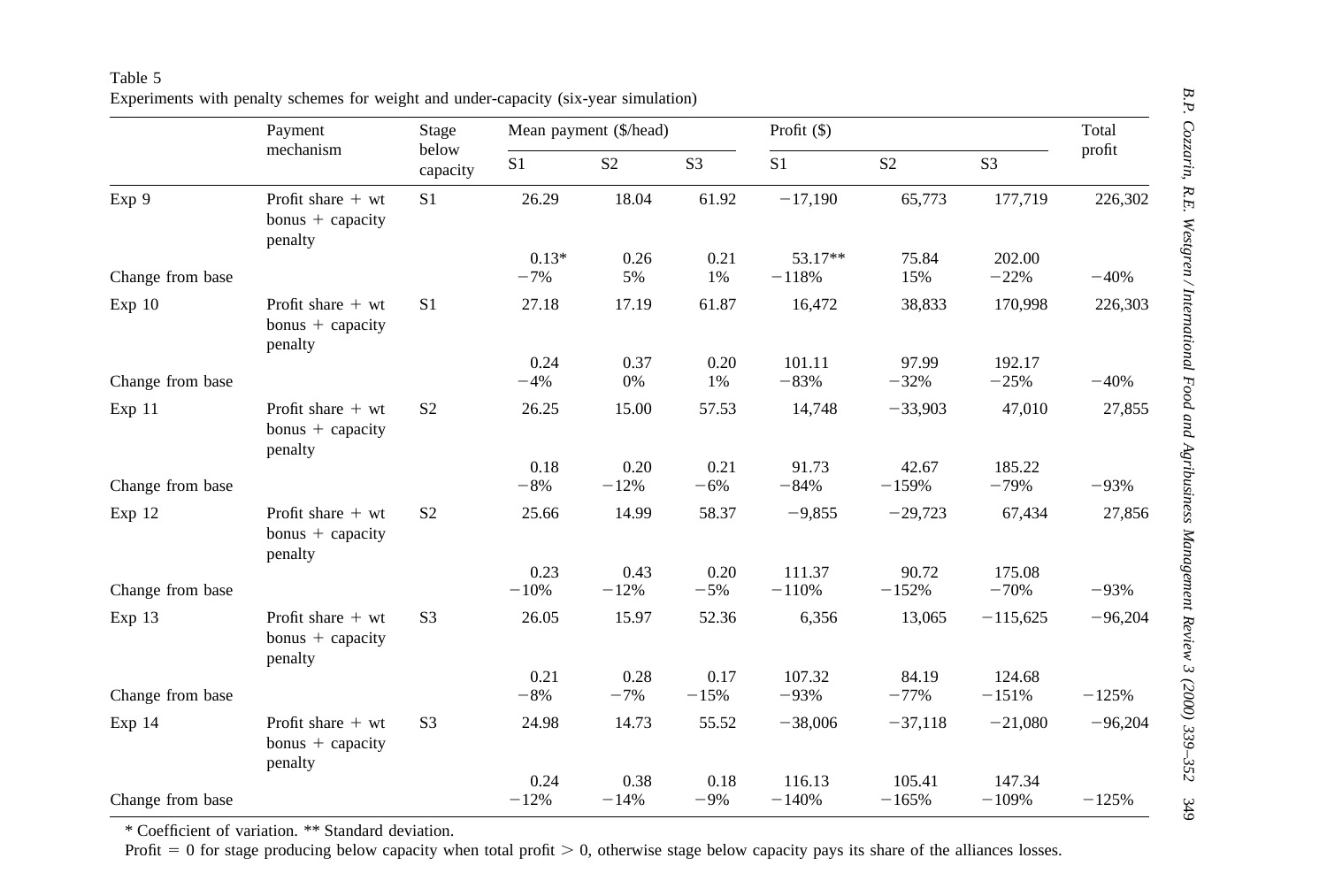Table 5
Experiments with penalty schemes for weight and under-capacity (six-year simulation)

| | Payment mechanism | Stage below capacity | Mean payment ($/head) | | | Profit ($) | | | Total profit |
|---|---|---|---|---|---|---|---|---|---|
| | | | S1 | S2 | S3 | S1 | S2 | S3 | |
| Exp 9 | Profit share + wt bonus + capacity penalty | S1 | 26.29 | 18.04 | 61.92 | −17,190 | 65,773 | 177,719 | 226,302 |
| | | | 0.13* | 0.26 | 0.21 | 53.17** | 75.84 | 202.00 | |
| Change from base | | | −7% | 5% | 1% | −118% | 15% | −22% | −40% |
| Exp 10 | Profit share + wt bonus + capacity penalty | S1 | 27.18 | 17.19 | 61.87 | 16,472 | 38,833 | 170,998 | 226,303 |
| | | | 0.24 | 0.37 | 0.20 | 101.11 | 97.99 | 192.17 | |
| Change from base | | | −4% | 0% | 1% | −83% | −32% | −25% | −40% |
| Exp 11 | Profit share + wt bonus + capacity penalty | S2 | 26.25 | 15.00 | 57.53 | 14,748 | −33,903 | 47,010 | 27,855 |
| | | | 0.18 | 0.20 | 0.21 | 91.73 | 42.67 | 185.22 | |
| Change from base | | | −8% | −12% | −6% | −84% | −159% | −79% | −93% |
| Exp 12 | Profit share + wt bonus + capacity penalty | S2 | 25.66 | 14.99 | 58.37 | −9,855 | −29,723 | 67,434 | 27,856 |
| | | | 0.23 | 0.43 | 0.20 | 111.37 | 90.72 | 175.08 | |
| Change from base | | | −10% | −12% | −5% | −110% | −152% | −70% | −93% |
| Exp 13 | Profit share + wt bonus + capacity penalty | S3 | 26.05 | 15.97 | 52.36 | 6,356 | 13,065 | −115,625 | −96,204 |
| | | | 0.21 | 0.28 | 0.17 | 107.32 | 84.19 | 124.68 | |
| Change from base | | | −8% | −7% | −15% | −93% | −77% | −151% | −125% |
| Exp 14 | Profit share + wt bonus + capacity penalty | S3 | 24.98 | 14.73 | 55.52 | −38,006 | −37,118 | −21,080 | −96,204 |
| | | | 0.24 | 0.38 | 0.18 | 116.13 | 105.41 | 147.34 | |
| Change from base | | | −12% | −14% | −9% | −140% | −165% | −109% | −125% |

* Coefficient of variation. ** Standard deviation.
Profit = 0 for stage producing below capacity when total profit > 0, otherwise stage below capacity pays its share of the alliances losses.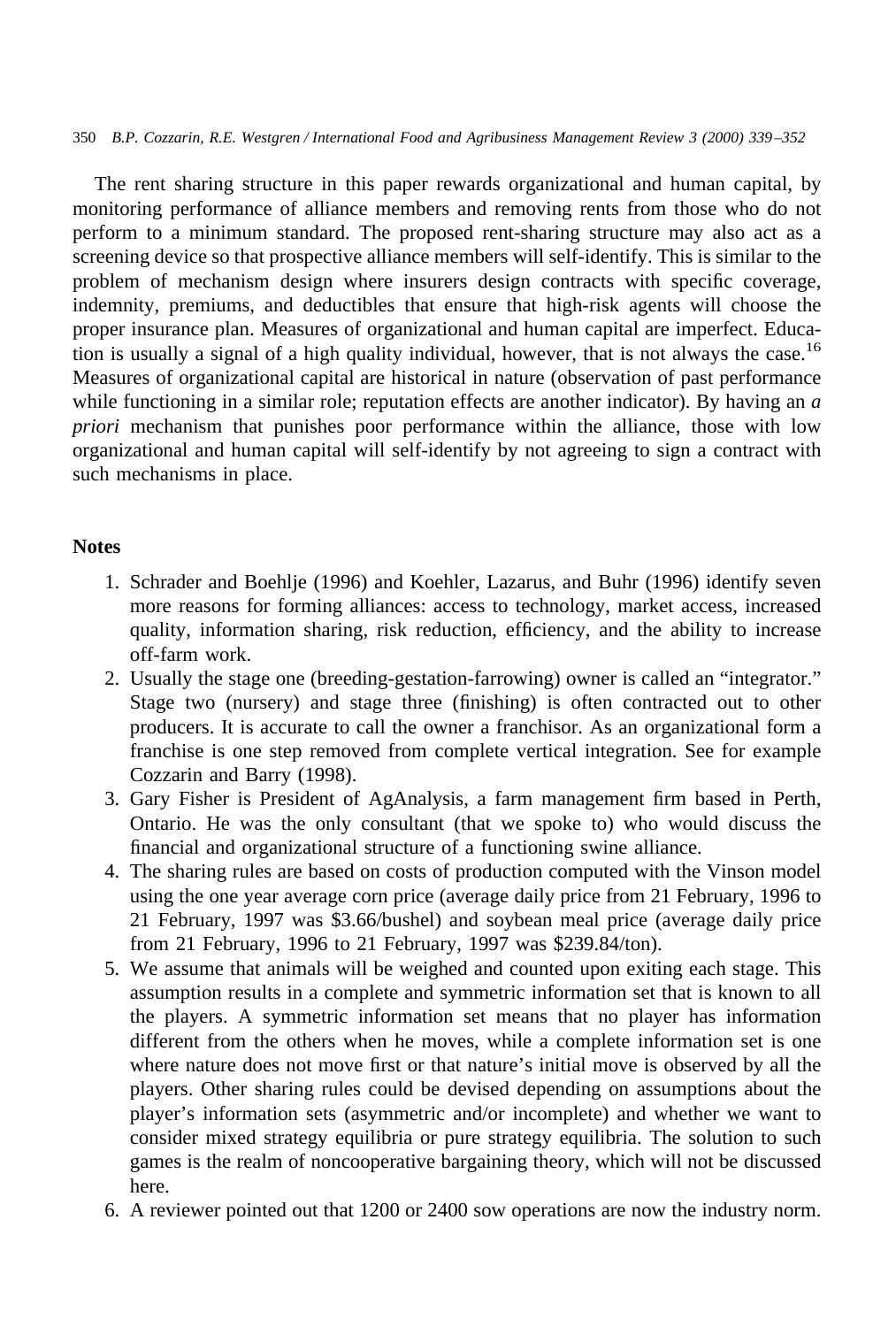The rent sharing structure in this paper rewards organizational and human capital, by monitoring performance of alliance members and removing rents from those who do not perform to a minimum standard. The proposed rent-sharing structure may also act as a screening device so that prospective alliance members will self-identify. This is similar to the problem of mechanism design where insurers design contracts with specific coverage, indemnity, premiums, and deductibles that ensure that high-risk agents will choose the proper insurance plan. Measures of organizational and human capital are imperfect. Education is usually a signal of a high quality individual, however, that is not always the case.[16] Measures of organizational capital are historical in nature (observation of past performance while functioning in a similar role; reputation effects are another indicator). By having an *a priori* mechanism that punishes poor performance within the alliance, those with low organizational and human capital will self-identify by not agreeing to sign a contract with such mechanisms in place.

## Notes

1. Schrader and Boehlje (1996) and Koehler, Lazarus, and Buhr (1996) identify seven more reasons for forming alliances: access to technology, market access, increased quality, information sharing, risk reduction, efficiency, and the ability to increase off-farm work.
2. Usually the stage one (breeding-gestation-farrowing) owner is called an "integrator." Stage two (nursery) and stage three (finishing) is often contracted out to other producers. It is accurate to call the owner a franchisor. As an organizational form a franchise is one step removed from complete vertical integration. See for example Cozzarin and Barry (1998).
3. Gary Fisher is President of AgAnalysis, a farm management firm based in Perth, Ontario. He was the only consultant (that we spoke to) who would discuss the financial and organizational structure of a functioning swine alliance.
4. The sharing rules are based on costs of production computed with the Vinson model using the one year average corn price (average daily price from 21 February, 1996 to 21 February, 1997 was \$3.66/bushel) and soybean meal price (average daily price from 21 February, 1996 to 21 February, 1997 was \$239.84/ton).
5. We assume that animals will be weighed and counted upon exiting each stage. This assumption results in a complete and symmetric information set that is known to all the players. A symmetric information set means that no player has information different from the others when he moves, while a complete information set is one where nature does not move first or that nature's initial move is observed by all the players. Other sharing rules could be devised depending on assumptions about the player's information sets (asymmetric and/or incomplete) and whether we want to consider mixed strategy equilibria or pure strategy equilibria. The solution to such games is the realm of noncooperative bargaining theory, which will not be discussed here.
6. A reviewer pointed out that 1200 or 2400 sow operations are now the industry norm.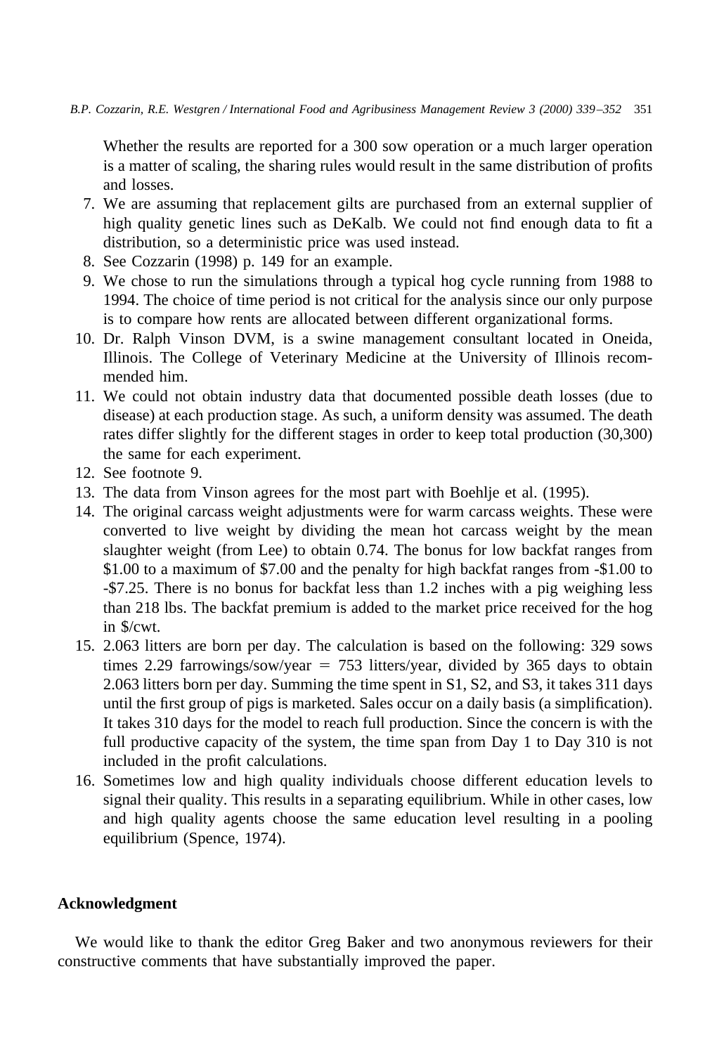Whether the results are reported for a 300 sow operation or a much larger operation is a matter of scaling, the sharing rules would result in the same distribution of profits and losses.

7. We are assuming that replacement gilts are purchased from an external supplier of high quality genetic lines such as DeKalb. We could not find enough data to fit a distribution, so a deterministic price was used instead.
8. See Cozzarin (1998) p. 149 for an example.
9. We chose to run the simulations through a typical hog cycle running from 1988 to 1994. The choice of time period is not critical for the analysis since our only purpose is to compare how rents are allocated between different organizational forms.
10. Dr. Ralph Vinson DVM, is a swine management consultant located in Oneida, Illinois. The College of Veterinary Medicine at the University of Illinois recommended him.
11. We could not obtain industry data that documented possible death losses (due to disease) at each production stage. As such, a uniform density was assumed. The death rates differ slightly for the different stages in order to keep total production (30,300) the same for each experiment.
12. See footnote 9.
13. The data from Vinson agrees for the most part with Boehlje et al. (1995).
14. The original carcass weight adjustments were for warm carcass weights. These were converted to live weight by dividing the mean hot carcass weight by the mean slaughter weight (from Lee) to obtain 0.74. The bonus for low backfat ranges from $1.00 to a maximum of $7.00 and the penalty for high backfat ranges from -$1.00 to -$7.25. There is no bonus for backfat less than 1.2 inches with a pig weighing less than 218 lbs. The backfat premium is added to the market price received for the hog in $/cwt.
15. 2.063 litters are born per day. The calculation is based on the following: 329 sows times 2.29 farrowings/sow/year = 753 litters/year, divided by 365 days to obtain 2.063 litters born per day. Summing the time spent in S1, S2, and S3, it takes 311 days until the first group of pigs is marketed. Sales occur on a daily basis (a simplification). It takes 310 days for the model to reach full production. Since the concern is with the full productive capacity of the system, the time span from Day 1 to Day 310 is not included in the profit calculations.
16. Sometimes low and high quality individuals choose different education levels to signal their quality. This results in a separating equilibrium. While in other cases, low and high quality agents choose the same education level resulting in a pooling equilibrium (Spence, 1974).

## Acknowledgment

We would like to thank the editor Greg Baker and two anonymous reviewers for their constructive comments that have substantially improved the paper.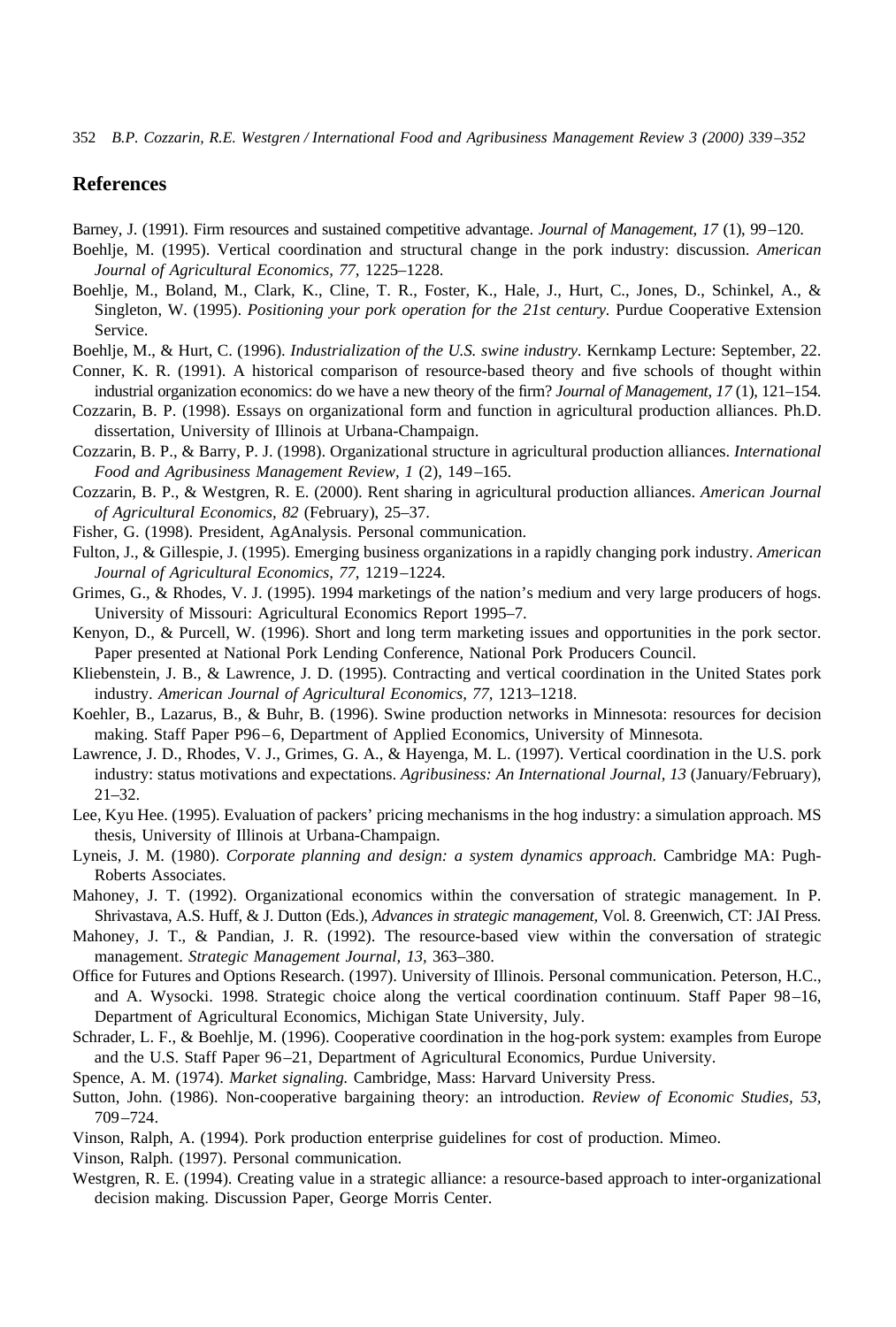## References

Barney, J. (1991). Firm resources and sustained competitive advantage. *Journal of Management, 17* (1), 99–120.

Boehlje, M. (1995). Vertical coordination and structural change in the pork industry: discussion. *American Journal of Agricultural Economics, 77,* 1225–1228.

Boehlje, M., Boland, M., Clark, K., Cline, T. R., Foster, K., Hale, J., Hurt, C., Jones, D., Schinkel, A., & Singleton, W. (1995). *Positioning your pork operation for the 21st century.* Purdue Cooperative Extension Service.

Boehlje, M., & Hurt, C. (1996). *Industrialization of the U.S. swine industry*. Kernkamp Lecture: September, 22.

Conner, K. R. (1991). A historical comparison of resource-based theory and five schools of thought within industrial organization economics: do we have a new theory of the firm? *Journal of Management, 17* (1), 121–154.

Cozzarin, B. P. (1998). Essays on organizational form and function in agricultural production alliances. Ph.D. dissertation, University of Illinois at Urbana-Champaign.

Cozzarin, B. P., & Barry, P. J. (1998). Organizational structure in agricultural production alliances. *International Food and Agribusiness Management Review, 1* (2), 149–165.

Cozzarin, B. P., & Westgren, R. E. (2000). Rent sharing in agricultural production alliances. *American Journal of Agricultural Economics, 82* (February), 25–37.

Fisher, G. (1998). President, AgAnalysis. Personal communication.

Fulton, J., & Gillespie, J. (1995). Emerging business organizations in a rapidly changing pork industry. *American Journal of Agricultural Economics, 77,* 1219–1224.

Grimes, G., & Rhodes, V. J. (1995). 1994 marketings of the nation's medium and very large producers of hogs. University of Missouri: Agricultural Economics Report 1995–7.

Kenyon, D., & Purcell, W. (1996). Short and long term marketing issues and opportunities in the pork sector. Paper presented at National Pork Lending Conference, National Pork Producers Council.

Kliebenstein, J. B., & Lawrence, J. D. (1995). Contracting and vertical coordination in the United States pork industry. *American Journal of Agricultural Economics, 77,* 1213–1218.

Koehler, B., Lazarus, B., & Buhr, B. (1996). Swine production networks in Minnesota: resources for decision making. Staff Paper P96–6, Department of Applied Economics, University of Minnesota.

Lawrence, J. D., Rhodes, V. J., Grimes, G. A., & Hayenga, M. L. (1997). Vertical coordination in the U.S. pork industry: status motivations and expectations. *Agribusiness: An International Journal, 13* (January/February), 21–32.

Lee, Kyu Hee. (1995). Evaluation of packers' pricing mechanisms in the hog industry: a simulation approach. MS thesis, University of Illinois at Urbana-Champaign.

Lyneis, J. M. (1980). *Corporate planning and design: a system dynamics approach.* Cambridge MA: Pugh-Roberts Associates.

Mahoney, J. T. (1992). Organizational economics within the conversation of strategic management. In P. Shrivastava, A.S. Huff, & J. Dutton (Eds.), *Advances in strategic management,* Vol. 8. Greenwich, CT: JAI Press.

Mahoney, J. T., & Pandian, J. R. (1992). The resource-based view within the conversation of strategic management. *Strategic Management Journal, 13,* 363–380.

Office for Futures and Options Research. (1997). University of Illinois. Personal communication. Peterson, H.C., and A. Wysocki. 1998. Strategic choice along the vertical coordination continuum. Staff Paper 98–16, Department of Agricultural Economics, Michigan State University, July.

Schrader, L. F., & Boehlje, M. (1996). Cooperative coordination in the hog-pork system: examples from Europe and the U.S. Staff Paper 96–21, Department of Agricultural Economics, Purdue University.

Spence, A. M. (1974). *Market signaling.* Cambridge, Mass: Harvard University Press.

Sutton, John. (1986). Non-cooperative bargaining theory: an introduction. *Review of Economic Studies, 53,* 709–724.

Vinson, Ralph, A. (1994). Pork production enterprise guidelines for cost of production. Mimeo.

Vinson, Ralph. (1997). Personal communication.

Westgren, R. E. (1994). Creating value in a strategic alliance: a resource-based approach to inter-organizational decision making. Discussion Paper, George Morris Center.